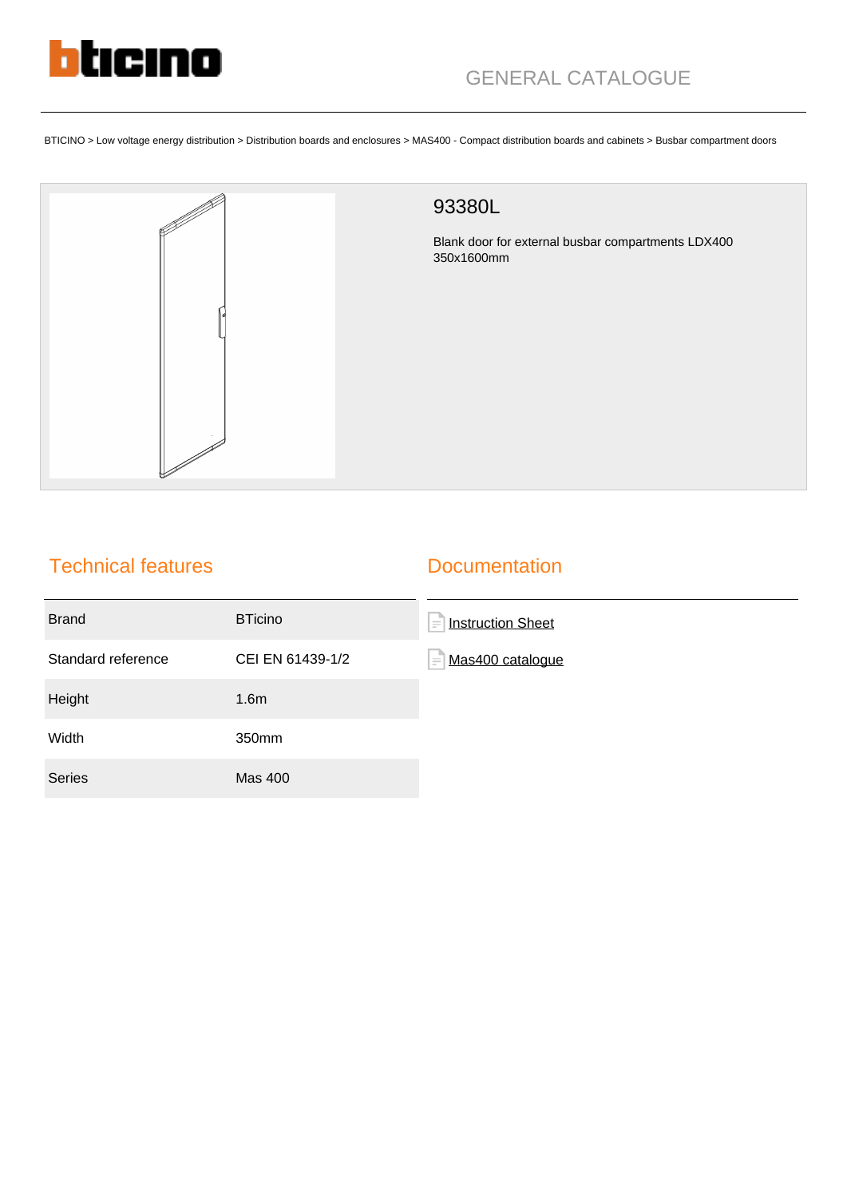GENERAL CATALOGUE

BTICINO > Low voltage energy distribution > Distribution boards and enclosures > MAS400 - Compact distribution boards and cabinets > Busbar compartment doors

# 93380L

Blank door for external busbar compartments LDX400 350x1600mm

## Technical features

| | |
|---|---|
| Brand | BTicino |
| Standard reference | CEI EN 61439-1/2 |
| Height | 1.6m |
| Width | 350mm |
| Series | Mas 400 |

## Documentation

- Instruction Sheet
- Mas400 catalogue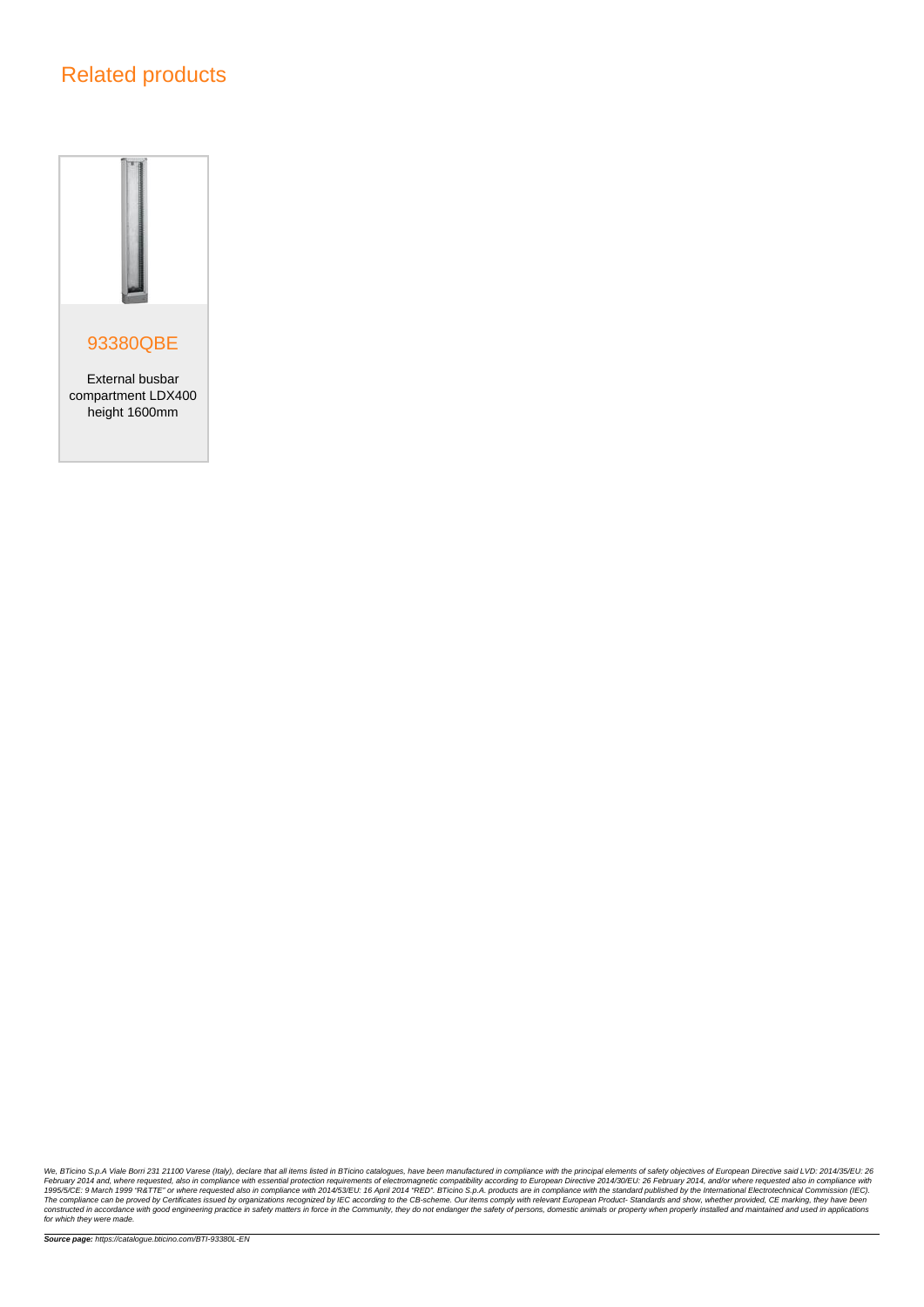## Related products

### 93380QBE

External busbar compartment LDX400 height 1600mm

We, BTicino S.p.A Viale Borri 231 21100 Varese (Italy), declare that all items listed in BTicino catalogues, have been manufactured in compliance with the principal elements of safety objectives of European Directive said LVD: 2014/35/EU: 26 February 2014 and, where requested, also in compliance with essential protection requirements of electromagnetic compatibility according to European Directive 2014/30/EU: 26 February 2014, and/or where requested also in compliance with 1995/5/CE: 9 March 1999 "R&TTE" or where requested also in compliance with 2014/53/EU: 16 April 2014 "RED". BTicino S.p.A. products are in compliance with the standard published by the International Electrotechnical Commission (IEC). The compliance can be proved by Certificates issued by organizations recognized by IEC according to the CB-scheme. Our items comply with relevant European Product- Standards and show, whether provided, CE marking, they have been constructed in accordance with good engineering practice in safety matters in force in the Community, they do not endanger the safety of persons, domestic animals or property when properly installed and maintained and used in applications for which they were made.

**Source page:** https://catalogue.bticino.com/BTI-93380L-EN